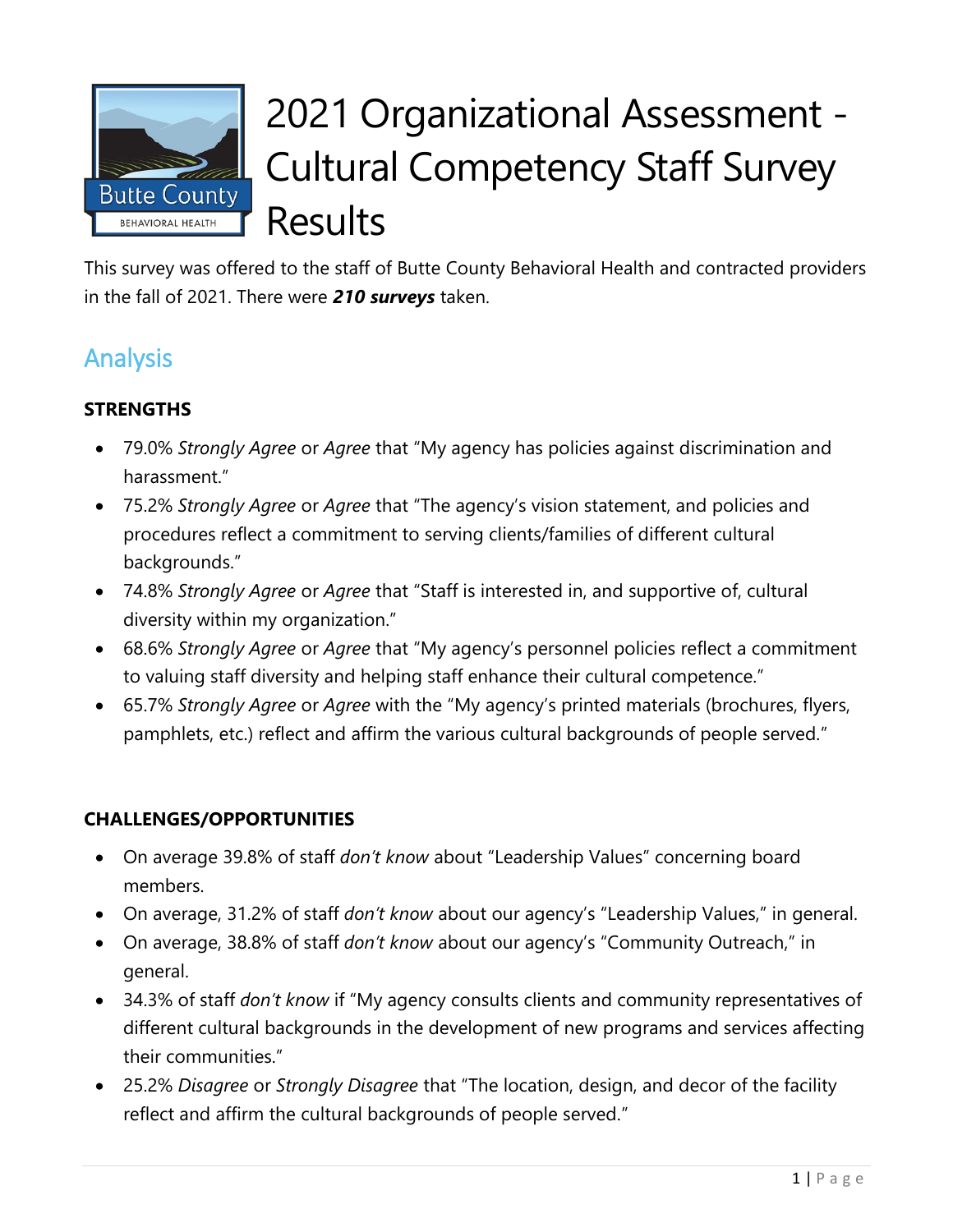# 2021 Organizational Assessment - Cultural Competency Staff Survey Results

This survey was offered to the staff of Butte County Behavioral Health and contracted providers in the fall of 2021. There were ***210 surveys*** taken.

## Analysis

**STRENGTHS**

- 79.0% *Strongly Agree* or *Agree* that "My agency has policies against discrimination and harassment."
- 75.2% *Strongly Agree* or *Agree* that "The agency's vision statement, and policies and procedures reflect a commitment to serving clients/families of different cultural backgrounds."
- 74.8% *Strongly Agree* or *Agree* that "Staff is interested in, and supportive of, cultural diversity within my organization."
- 68.6% *Strongly Agree* or *Agree* that "My agency's personnel policies reflect a commitment to valuing staff diversity and helping staff enhance their cultural competence."
- 65.7% *Strongly Agree* or *Agree* with the "My agency's printed materials (brochures, flyers, pamphlets, etc.) reflect and affirm the various cultural backgrounds of people served."

**CHALLENGES/OPPORTUNITIES**

- On average 39.8% of staff *don't know* about "Leadership Values" concerning board members.
- On average, 31.2% of staff *don't know* about our agency's "Leadership Values," in general.
- On average, 38.8% of staff *don't know* about our agency's "Community Outreach," in general.
- 34.3% of staff *don't know* if "My agency consults clients and community representatives of different cultural backgrounds in the development of new programs and services affecting their communities."
- 25.2% *Disagree* or *Strongly Disagree* that "The location, design, and decor of the facility reflect and affirm the cultural backgrounds of people served."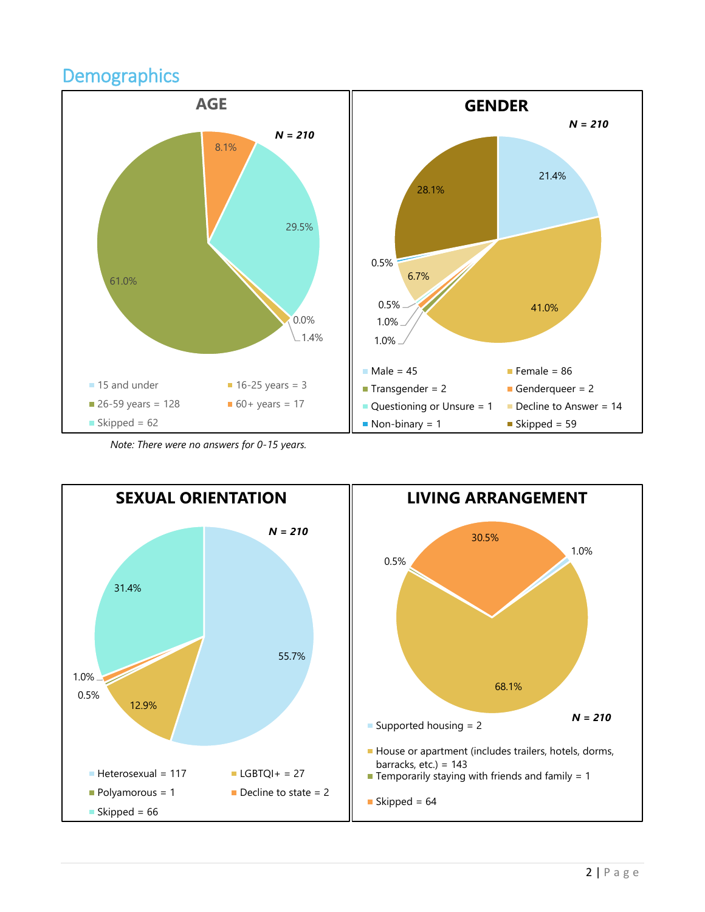## Demographics

### AGE

*N = 210*

- 15 and under: 0.0%
- 16-25 years = 3 (1.4%)
- 26-59 years = 128 (61.0%)
- 60+ years = 17 (8.1%)
- Skipped = 62 (29.5%)

*Note: There were no answers for 0-15 years.*

### GENDER

*N = 210*

- Male = 45 (21.4%)
- Female = 86 (41.0%)
- Transgender = 2 (1.0%)
- Genderqueer = 2 (1.0%)
- Questioning or Unsure = 1 (0.5%)
- Decline to Answer = 14 (6.7%)
- Non-binary = 1 (0.5%)
- Skipped = 59 (28.1%)

### SEXUAL ORIENTATION

*N = 210*

- Heterosexual = 117 (55.7%)
- LGBTQI+ = 27 (12.9%)
- Polyamorous = 1 (0.5%)
- Decline to state = 2 (1.0%)
- Skipped = 66 (31.4%)

### LIVING ARRANGEMENT

*N = 210*

- Supported housing = 2 (1.0%)
- House or apartment (includes trailers, hotels, dorms, barracks, etc.) = 143 (68.1%)
- Temporarily staying with friends and family = 1 (0.5%)
- Skipped = 64 (30.5%)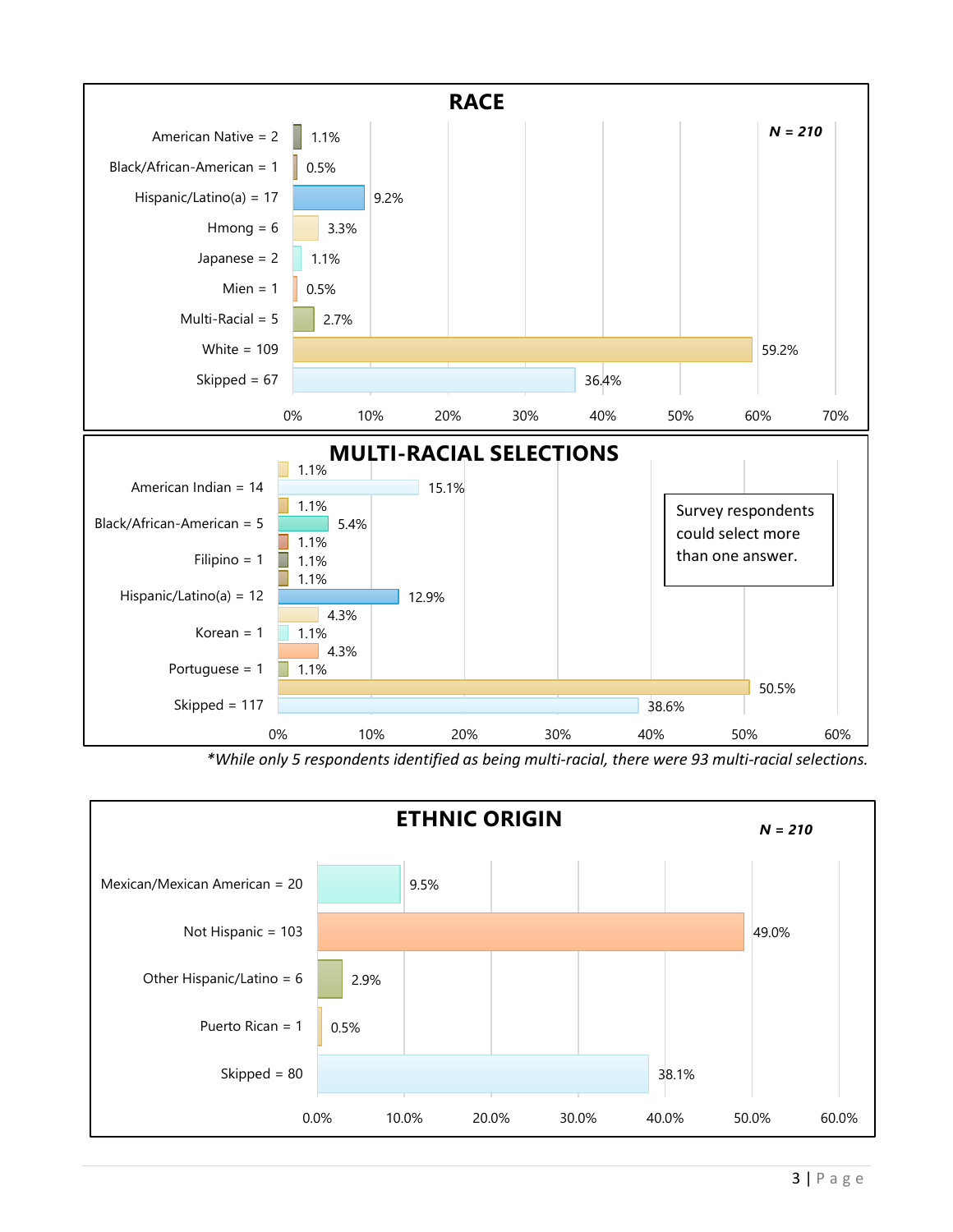## RACE

*N = 210*

| Race | Percent |
|---|---|
| American Native = 2 | 1.1% |
| Black/African-American = 1 | 0.5% |
| Hispanic/Latino(a) = 17 | 9.2% |
| Hmong = 6 | 3.3% |
| Japanese = 2 | 1.1% |
| Mien = 1 | 0.5% |
| Multi-Racial = 5 | 2.7% |
| White = 109 | 59.2% |
| Skipped = 67 | 36.4% |

## MULTI-RACIAL SELECTIONS

Survey respondents could select more than one answer.

| Selection | Percent |
|---|---|
| | 1.1% |
| American Indian = 14 | 15.1% |
| | 1.1% |
| Black/African-American = 5 | 5.4% |
| | 1.1% |
| Filipino = 1 | 1.1% |
| | 1.1% |
| Hispanic/Latino(a) = 12 | 12.9% |
| | 4.3% |
| Korean = 1 | 1.1% |
| | 4.3% |
| Portuguese = 1 | 1.1% |
| | 50.5% |
| Skipped = 117 | 38.6% |

*\*While only 5 respondents identified as being multi-racial, there were 93 multi-racial selections.*

## ETHNIC ORIGIN

*N = 210*

| Ethnic Origin | Percent |
|---|---|
| Mexican/Mexican American = 20 | 9.5% |
| Not Hispanic = 103 | 49.0% |
| Other Hispanic/Latino = 6 | 2.9% |
| Puerto Rican = 1 | 0.5% |
| Skipped = 80 | 38.1% |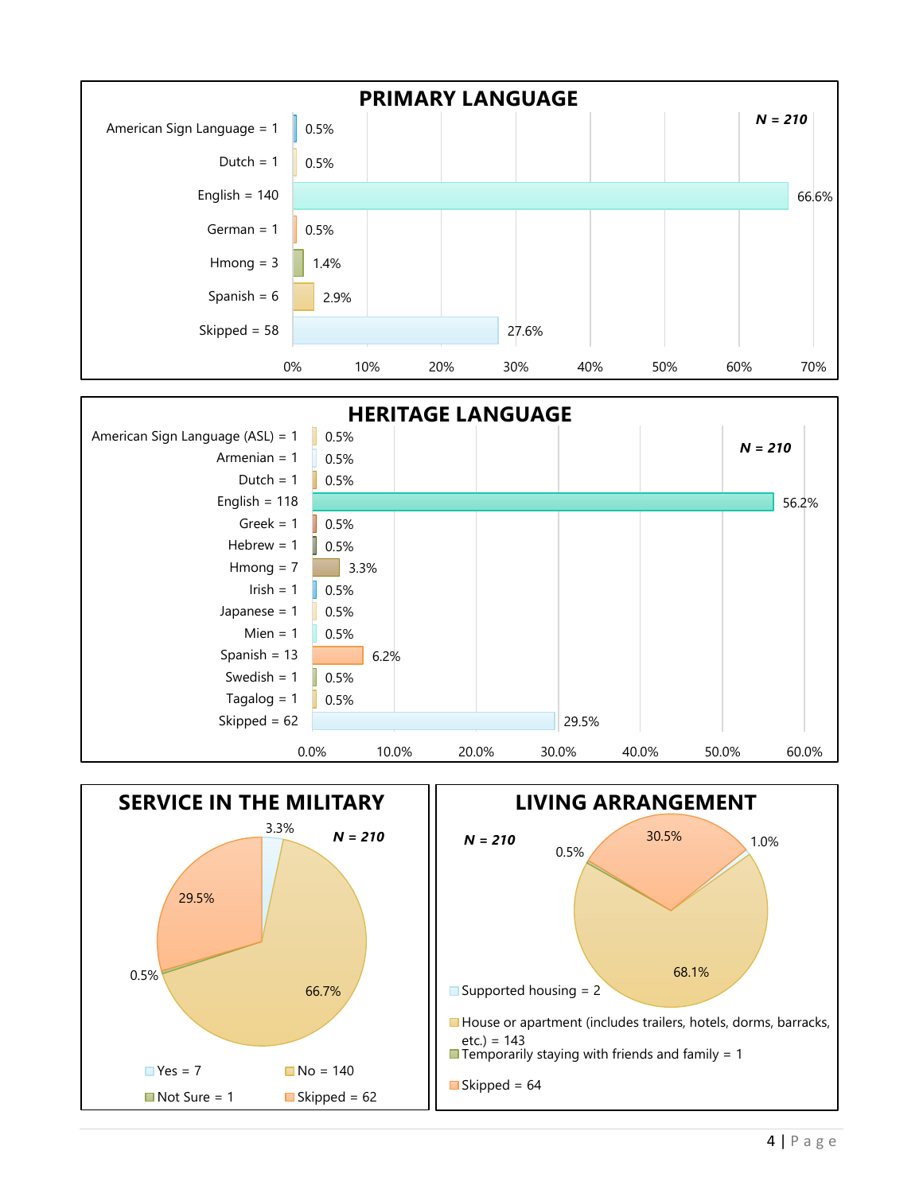## PRIMARY LANGUAGE

*N = 210*

| Language | Percent |
|---|---|
| American Sign Language = 1 | 0.5% |
| Dutch = 1 | 0.5% |
| English = 140 | 66.6% |
| German = 1 | 0.5% |
| Hmong = 3 | 1.4% |
| Spanish = 6 | 2.9% |
| Skipped = 58 | 27.6% |

## HERITAGE LANGUAGE

*N = 210*

| Language | Percent |
|---|---|
| American Sign Language (ASL) = 1 | 0.5% |
| Armenian = 1 | 0.5% |
| Dutch = 1 | 0.5% |
| English = 118 | 56.2% |
| Greek = 1 | 0.5% |
| Hebrew = 1 | 0.5% |
| Hmong = 7 | 3.3% |
| Irish = 1 | 0.5% |
| Japanese = 1 | 0.5% |
| Mien = 1 | 0.5% |
| Spanish = 13 | 6.2% |
| Swedish = 1 | 0.5% |
| Tagalog = 1 | 0.5% |
| Skipped = 62 | 29.5% |

## SERVICE IN THE MILITARY

*N = 210*

| Response | Percent |
|---|---|
| Yes = 7 | 3.3% |
| No = 140 | 66.7% |
| Not Sure = 1 | 0.5% |
| Skipped = 62 | 29.5% |

## LIVING ARRANGEMENT

*N = 210*

| Response | Percent |
|---|---|
| Supported housing = 2 | 1.0% |
| House or apartment (includes trailers, hotels, dorms, barracks, etc.) = 143 | 68.1% |
| Temporarily staying with friends and family = 1 | 0.5% |
| Skipped = 64 | 30.5% |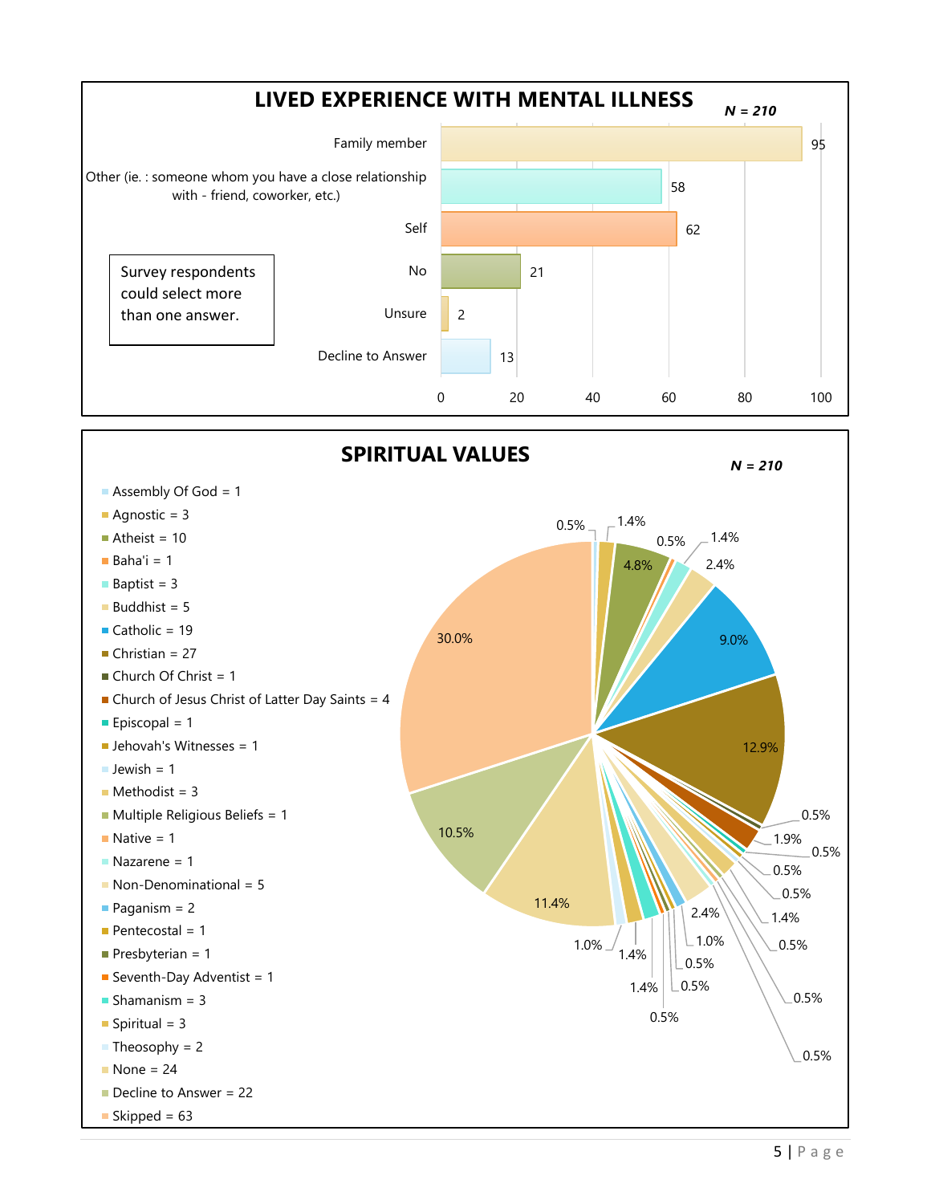## LIVED EXPERIENCE WITH MENTAL ILLNESS

***N = 210***

| Response | Count |
| --- | --- |
| Family member | 95 |
| Other (ie. : someone whom you have a close relationship with - friend, coworker, etc.) | 58 |
| Self | 62 |
| No | 21 |
| Unsure | 2 |
| Decline to Answer | 13 |

Survey respondents could select more than one answer.

## SPIRITUAL VALUES

***N = 210***

- Assembly Of God = 1
- Agnostic = 3
- Atheist = 10
- Baha'i = 1
- Baptist = 3
- Buddhist = 5
- Catholic = 19
- Christian = 27
- Church Of Christ = 1
- Church of Jesus Christ of Latter Day Saints = 4
- Episcopal = 1
- Jehovah's Witnesses = 1
- Jewish = 1
- Methodist = 3
- Multiple Religious Beliefs = 1
- Native = 1
- Nazarene = 1
- Non-Denominational = 5
- Paganism = 2
- Pentecostal = 1
- Presbyterian = 1
- Seventh-Day Adventist = 1
- Shamanism = 3
- Spiritual = 3
- Theosophy = 2
- None = 24
- Decline to Answer = 22
- Skipped = 63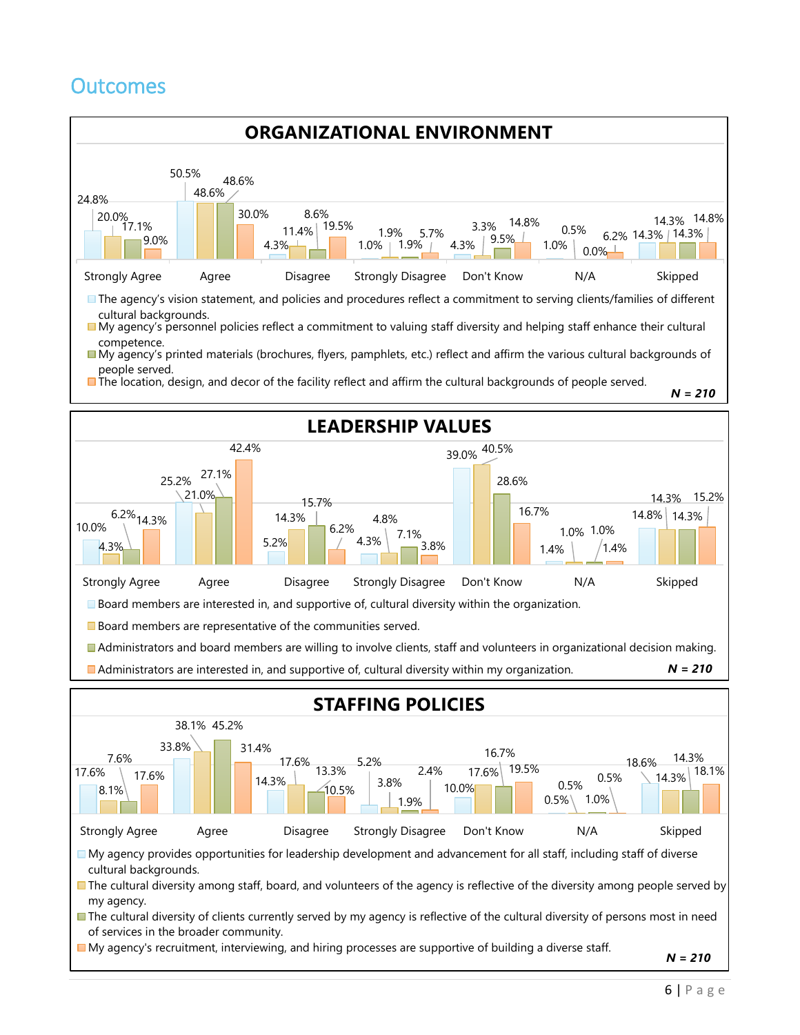## Outcomes

### ORGANIZATIONAL ENVIRONMENT

| Statement | Strongly Agree | Agree | Disagree | Strongly Disagree | Don't Know | N/A | Skipped |
|---|---|---|---|---|---|---|---|
| The agency's vision statement, and policies and procedures reflect a commitment to serving clients/families of different cultural backgrounds. | 24.8% | 50.5% | 4.3% | 1.0% | 4.3% | 1.0% | 14.3% |
| My agency's personnel policies reflect a commitment to valuing staff diversity and helping staff enhance their cultural competence. | 20.0% | 48.6% | 11.4% | 1.9% | 3.3% | 0.5% | 14.3% |
| My agency's printed materials (brochures, flyers, pamphlets, etc.) reflect and affirm the various cultural backgrounds of people served. | 17.1% | 48.6% | 8.6% | 1.9% | 9.5% | 0.0% | 14.3% |
| The location, design, and decor of the facility reflect and affirm the cultural backgrounds of people served. | 9.0% | 30.0% | 19.5% | 5.7% | 14.8% | 6.2% | 14.8% |

***N = 210***

### LEADERSHIP VALUES

| Statement | Strongly Agree | Agree | Disagree | Strongly Disagree | Don't Know | N/A | Skipped |
|---|---|---|---|---|---|---|---|
| Board members are interested in, and supportive of, cultural diversity within the organization. | 10.0% | 25.2% | 5.2% | 4.3% | 39.0% | 1.4% | 14.8% |
| Board members are representative of the communities served. | 4.3% | 21.0% | 14.3% | 4.8% | 40.5% | 1.0% | 14.3% |
| Administrators and board members are willing to involve clients, staff and volunteers in organizational decision making. | 6.2% | 27.1% | 15.7% | 7.1% | 28.6% | 1.0% | 14.3% |
| Administrators are interested in, and supportive of, cultural diversity within my organization. | 14.3% | 42.4% | 6.2% | 3.8% | 16.7% | 1.4% | 15.2% |

***N = 210***

### STAFFING POLICIES

| Statement | Strongly Agree | Agree | Disagree | Strongly Disagree | Don't Know | N/A | Skipped |
|---|---|---|---|---|---|---|---|
| My agency provides opportunities for leadership development and advancement for all staff, including staff of diverse cultural backgrounds. | 17.6% | 33.8% | 14.3% | 5.2% | 10.0% | 0.5% | 18.6% |
| The cultural diversity among staff, board, and volunteers of the agency is reflective of the diversity among people served by my agency. | 8.1% | 38.1% | 17.6% | 3.8% | 17.6% | 0.5% | 14.3% |
| The cultural diversity of clients currently served by my agency is reflective of the cultural diversity of persons most in need of services in the broader community. | 7.6% | 45.2% | 13.3% | 1.9% | 16.7% | 1.0% | 14.3% |
| My agency's recruitment, interviewing, and hiring processes are supportive of building a diverse staff. | 17.6% | 31.4% | 10.5% | 2.4% | 19.5% | 0.5% | 18.1% |

***N = 210***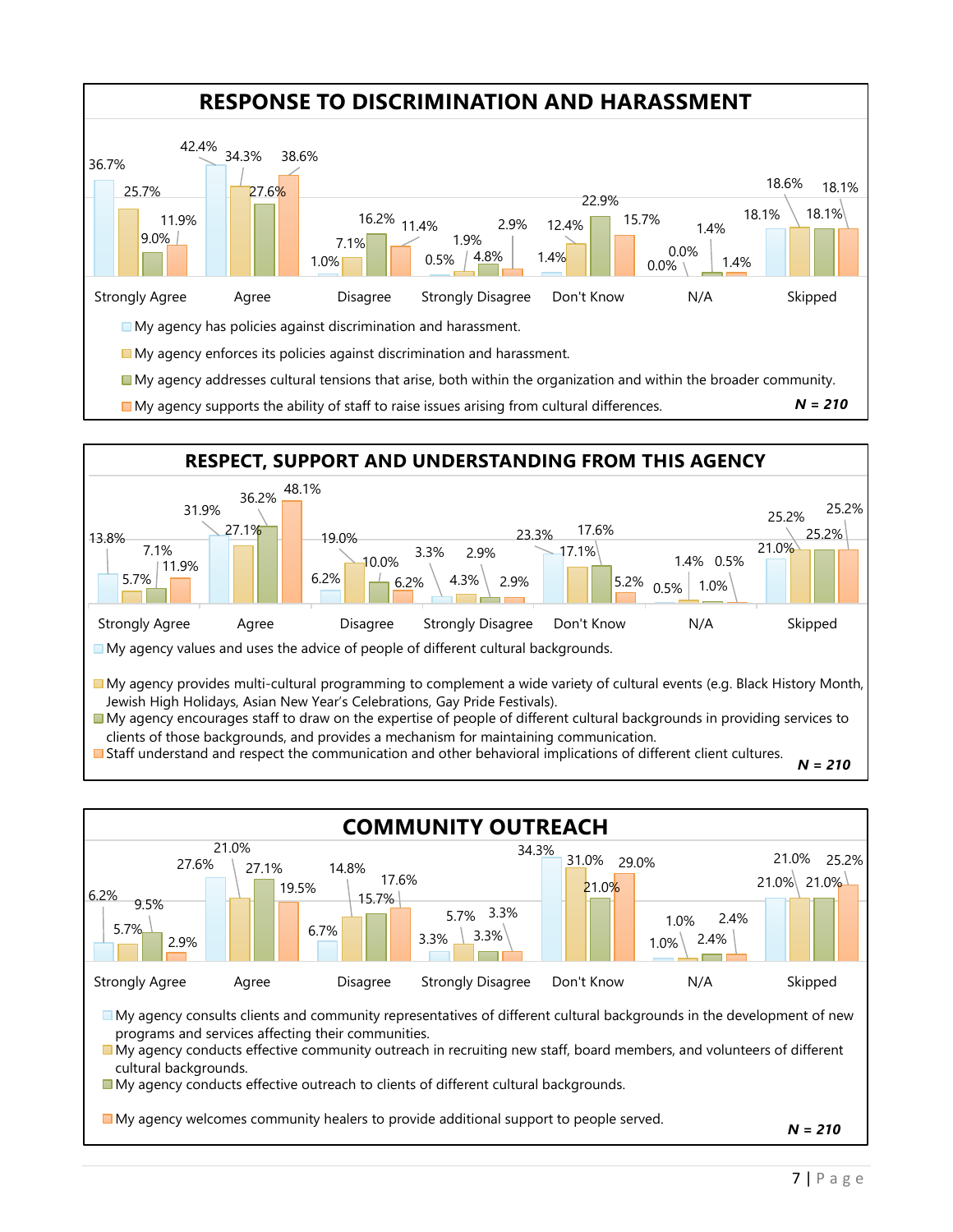## RESPONSE TO DISCRIMINATION AND HARASSMENT

| Statement | Strongly Agree | Agree | Disagree | Strongly Disagree | Don't Know | N/A | Skipped |
|---|---|---|---|---|---|---|---|
| My agency has policies against discrimination and harassment. | 36.7% | 42.4% | 1.0% | 0.5% | 1.4% | 0.0% | 18.1% |
| My agency enforces its policies against discrimination and harassment. | 25.7% | 34.3% | 7.1% | 1.9% | 12.4% | 0.0% | 18.6% |
| My agency addresses cultural tensions that arise, both within the organization and within the broader community. | 9.0% | 27.6% | 16.2% | 4.8% | 22.9% | 1.4% | 18.1% |
| My agency supports the ability of staff to raise issues arising from cultural differences. | 11.9% | 38.6% | 11.4% | 2.9% | 15.7% | 1.4% | 18.1% |

***N = 210***

## RESPECT, SUPPORT AND UNDERSTANDING FROM THIS AGENCY

| Statement | Strongly Agree | Agree | Disagree | Strongly Disagree | Don't Know | N/A | Skipped |
|---|---|---|---|---|---|---|---|
| My agency values and uses the advice of people of different cultural backgrounds. | 13.8% | 31.9% | 6.2% | 3.3% | 23.3% | 0.5% | 21.0% |
| My agency provides multi-cultural programming to complement a wide variety of cultural events (e.g. Black History Month, Jewish High Holidays, Asian New Year's Celebrations, Gay Pride Festivals). | 5.7% | 27.1% | 19.0% | 4.3% | 17.1% | 1.4% | 25.2% |
| My agency encourages staff to draw on the expertise of people of different cultural backgrounds in providing services to clients of those backgrounds, and provides a mechanism for maintaining communication. | 7.1% | 36.2% | 10.0% | 2.9% | 17.6% | 1.0% | 25.2% |
| Staff understand and respect the communication and other behavioral implications of different client cultures. | 11.9% | 48.1% | 6.2% | 2.9% | 5.2% | 0.5% | 25.2% |

***N = 210***

## COMMUNITY OUTREACH

| Statement | Strongly Agree | Agree | Disagree | Strongly Disagree | Don't Know | N/A | Skipped |
|---|---|---|---|---|---|---|---|
| My agency consults clients and community representatives of different cultural backgrounds in the development of new programs and services affecting their communities. | 6.2% | 27.6% | 6.7% | 3.3% | 34.3% | 1.0% | 21.0% |
| My agency conducts effective community outreach in recruiting new staff, board members, and volunteers of different cultural backgrounds. | 5.7% | 21.0% | 14.8% | 5.7% | 31.0% | 1.0% | 21.0% |
| My agency conducts effective outreach to clients of different cultural backgrounds. | 9.5% | 27.1% | 15.7% | 3.3% | 21.0% | 2.4% | 21.0% |
| My agency welcomes community healers to provide additional support to people served. | 2.9% | 19.5% | 17.6% | 3.3% | 29.0% | 2.4% | 25.2% |

***N = 210***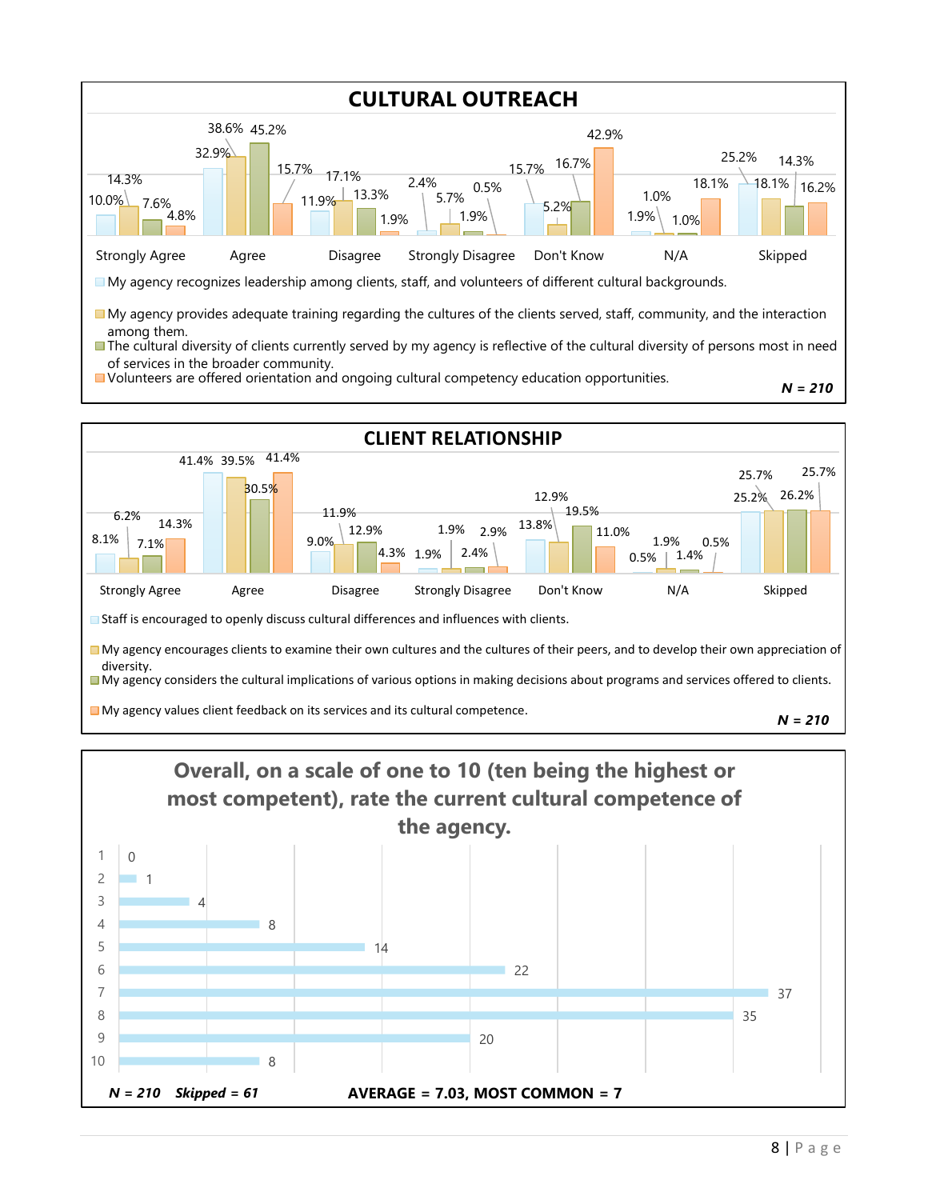## CULTURAL OUTREACH

| | Strongly Agree | Agree | Disagree | Strongly Disagree | Don't Know | N/A | Skipped |
|---|---|---|---|---|---|---|---|
| My agency recognizes leadership among clients, staff, and volunteers of different cultural backgrounds. | 10.0% | 32.9% | 11.9% | 2.4% | 15.7% | 1.9% | 25.2% |
| My agency provides adequate training regarding the cultures of the clients served, staff, community, and the interaction among them. | 14.3% | 38.6% | 17.1% | 5.7% | 5.2% | 1.0% | 18.1% |
| The cultural diversity of clients currently served by my agency is reflective of the cultural diversity of persons most in need of services in the broader community. | 7.6% | 45.2% | 13.3% | 1.9% | 16.7% | 1.0% | 14.3% |
| Volunteers are offered orientation and ongoing cultural competency education opportunities. | 4.8% | 15.7% | 1.9% | 0.5% | 42.9% | 18.1% | 16.2% |

***N = 210***

## CLIENT RELATIONSHIP

| | Strongly Agree | Agree | Disagree | Strongly Disagree | Don't Know | N/A | Skipped |
|---|---|---|---|---|---|---|---|
| Staff is encouraged to openly discuss cultural differences and influences with clients. | 8.1% | 41.4% | 9.0% | 1.9% | 13.8% | 0.5% | 25.2% |
| My agency encourages clients to examine their own cultures and the cultures of their peers, and to develop their own appreciation of diversity. | 6.2% | 39.5% | 11.9% | 1.9% | 12.9% | 1.9% | 25.7% |
| My agency considers the cultural implications of various options in making decisions about programs and services offered to clients. | 7.1% | 30.5% | 12.9% | 2.4% | 19.5% | 1.4% | 26.2% |
| My agency values client feedback on its services and its cultural competence. | 14.3% | 41.4% | 4.3% | 2.9% | 11.0% | 0.5% | 25.7% |

***N = 210***

## Overall, on a scale of one to 10 (ten being the highest or most competent), rate the current cultural competence of the agency.

| Rating | Responses |
|---|---|
| 1 | 0 |
| 2 | 1 |
| 3 | 4 |
| 4 | 8 |
| 5 | 14 |
| 6 | 22 |
| 7 | 37 |
| 8 | 35 |
| 9 | 20 |
| 10 | 8 |

***N = 210 Skipped = 61*** **AVERAGE = 7.03, MOST COMMON = 7**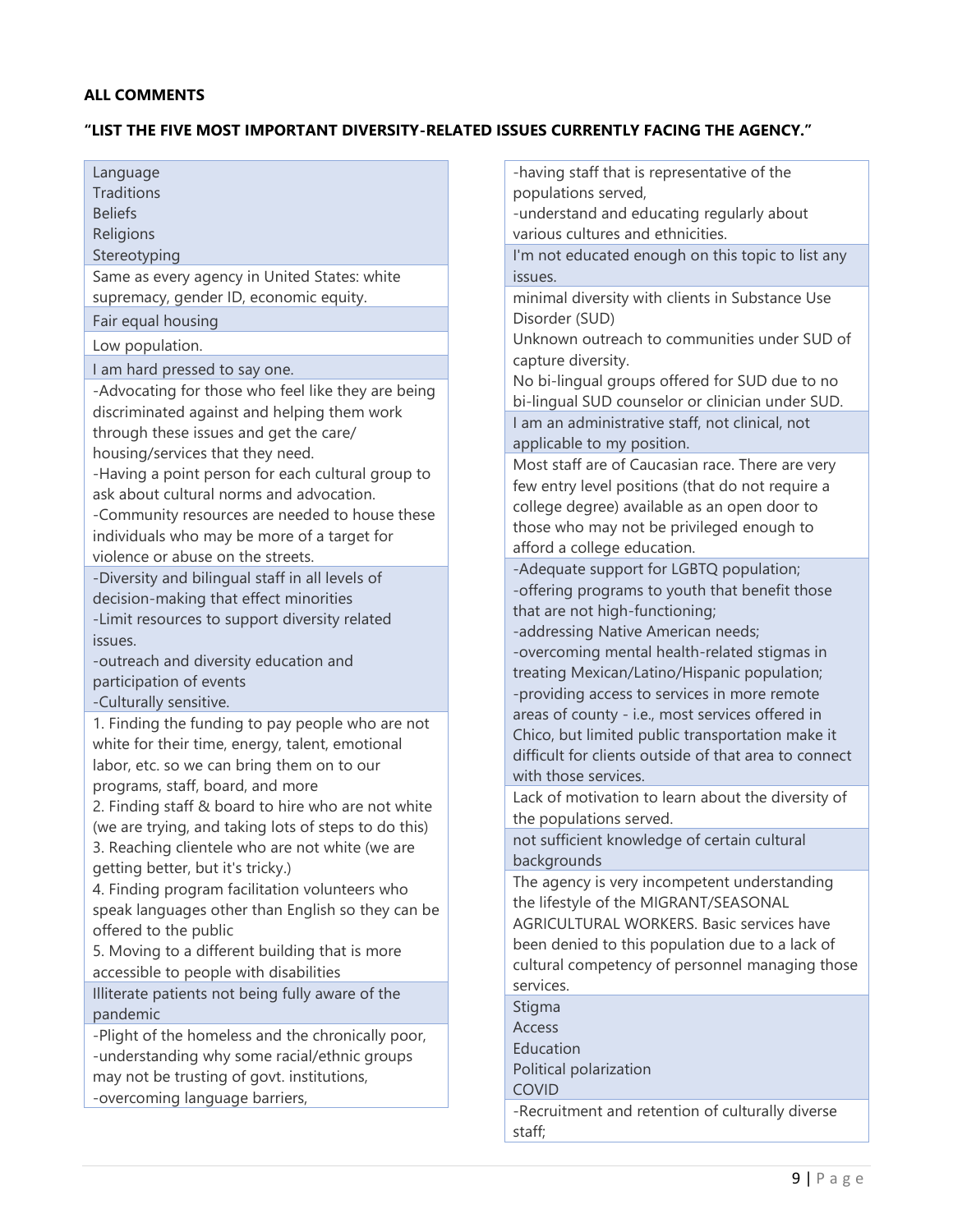**ALL COMMENTS**

**"LIST THE FIVE MOST IMPORTANT DIVERSITY-RELATED ISSUES CURRENTLY FACING THE AGENCY."**

| |
|---|
| Language<br>Traditions<br>Beliefs<br>Religions<br>Stereotyping |
| Same as every agency in United States: white supremacy, gender ID, economic equity. |
| Fair equal housing |
| Low population. |
| I am hard pressed to say one. |
| -Advocating for those who feel like they are being discriminated against and helping them work through these issues and get the care/ housing/services that they need.<br>-Having a point person for each cultural group to ask about cultural norms and advocation.<br>-Community resources are needed to house these individuals who may be more of a target for violence or abuse on the streets. |
| -Diversity and bilingual staff in all levels of decision-making that effect minorities<br>-Limit resources to support diversity related issues.<br>-outreach and diversity education and participation of events<br>-Culturally sensitive. |
| 1. Finding the funding to pay people who are not white for their time, energy, talent, emotional labor, etc. so we can bring them on to our programs, staff, board, and more<br>2. Finding staff & board to hire who are not white (we are trying, and taking lots of steps to do this)<br>3. Reaching clientele who are not white (we are getting better, but it's tricky.)<br>4. Finding program facilitation volunteers who speak languages other than English so they can be offered to the public<br>5. Moving to a different building that is more accessible to people with disabilities |
| Illiterate patients not being fully aware of the pandemic |
| -Plight of the homeless and the chronically poor,<br>-understanding why some racial/ethnic groups may not be trusting of govt. institutions,<br>-overcoming language barriers,<br>-having staff that is representative of the populations served,<br>-understand and educating regularly about various cultures and ethnicities. |
| I'm not educated enough on this topic to list any issues. |
| minimal diversity with clients in Substance Use Disorder (SUD)<br>Unknown outreach to communities under SUD of capture diversity.<br>No bi-lingual groups offered for SUD due to no bi-lingual SUD counselor or clinician under SUD. |
| I am an administrative staff, not clinical, not applicable to my position. |
| Most staff are of Caucasian race. There are very few entry level positions (that do not require a college degree) available as an open door to those who may not be privileged enough to afford a college education. |
| -Adequate support for LGBTQ population;<br>-offering programs to youth that benefit those that are not high-functioning;<br>-addressing Native American needs;<br>-overcoming mental health-related stigmas in treating Mexican/Latino/Hispanic population;<br>-providing access to services in more remote areas of county - i.e., most services offered in Chico, but limited public transportation make it difficult for clients outside of that area to connect with those services. |
| Lack of motivation to learn about the diversity of the populations served. |
| not sufficient knowledge of certain cultural backgrounds |
| The agency is very incompetent understanding the lifestyle of the MIGRANT/SEASONAL AGRICULTURAL WORKERS. Basic services have been denied to this population due to a lack of cultural competency of personnel managing those services. |
| Stigma<br>Access<br>Education<br>Political polarization<br>COVID |
| -Recruitment and retention of culturally diverse staff; |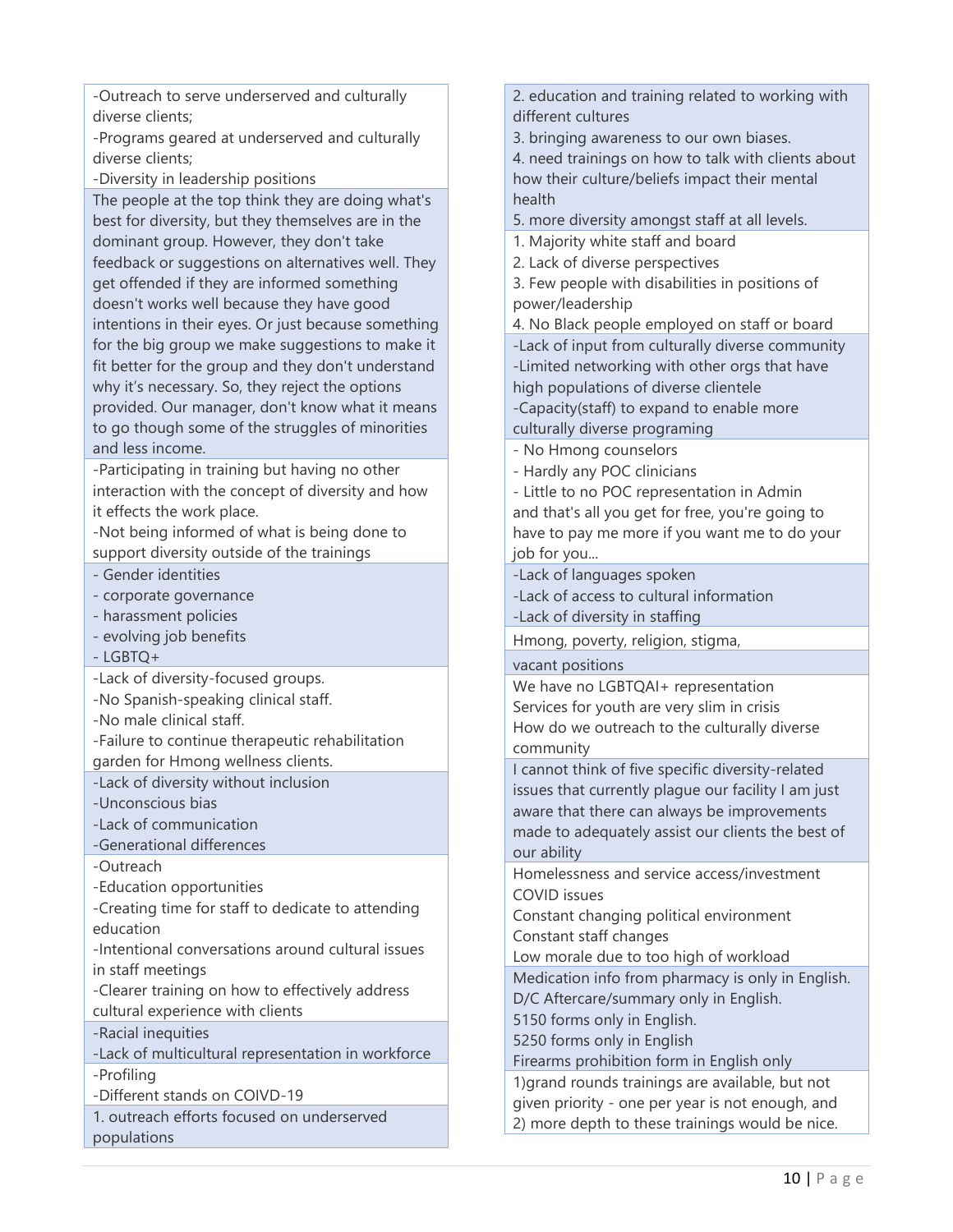| |
|---|
| -Outreach to serve underserved and culturally diverse clients;<br>-Programs geared at underserved and culturally diverse clients;<br>-Diversity in leadership positions |
| The people at the top think they are doing what's best for diversity, but they themselves are in the dominant group. However, they don't take feedback or suggestions on alternatives well. They get offended if they are informed something doesn't works well because they have good intentions in their eyes. Or just because something for the big group we make suggestions to make it fit better for the group and they don't understand why it's necessary. So, they reject the options provided. Our manager, don't know what it means to go though some of the struggles of minorities and less income. |
| -Participating in training but having no other interaction with the concept of diversity and how it effects the work place.<br>-Not being informed of what is being done to support diversity outside of the trainings |
| - Gender identities<br>- corporate governance<br>- harassment policies<br>- evolving job benefits<br>- LGBTQ+ |
| -Lack of diversity-focused groups.<br>-No Spanish-speaking clinical staff.<br>-No male clinical staff.<br>-Failure to continue therapeutic rehabilitation garden for Hmong wellness clients. |
| -Lack of diversity without inclusion<br>-Unconscious bias<br>-Lack of communication<br>-Generational differences |
| -Outreach<br>-Education opportunities<br>-Creating time for staff to dedicate to attending education<br>-Intentional conversations around cultural issues in staff meetings<br>-Clearer training on how to effectively address cultural experience with clients |
| -Racial inequities<br>-Lack of multicultural representation in workforce |
| -Profiling<br>-Different stands on COIVD-19 |
| 1. outreach efforts focused on underserved populations<br>2. education and training related to working with different cultures<br>3. bringing awareness to our own biases.<br>4. need trainings on how to talk with clients about how their culture/beliefs impact their mental health<br>5. more diversity amongst staff at all levels. |
| 1. Majority white staff and board<br>2. Lack of diverse perspectives<br>3. Few people with disabilities in positions of power/leadership<br>4. No Black people employed on staff or board |
| -Lack of input from culturally diverse community<br>-Limited networking with other orgs that have high populations of diverse clientele<br>-Capacity(staff) to expand to enable more culturally diverse programing |
| - No Hmong counselors<br>- Hardly any POC clinicians<br>- Little to no POC representation in Admin<br>and that's all you get for free, you're going to have to pay me more if you want me to do your job for you... |
| -Lack of languages spoken<br>-Lack of access to cultural information<br>-Lack of diversity in staffing |
| Hmong, poverty, religion, stigma, |
| vacant positions |
| We have no LGBTQAI+ representation<br>Services for youth are very slim in crisis<br>How do we outreach to the culturally diverse community |
| I cannot think of five specific diversity-related issues that currently plague our facility I am just aware that there can always be improvements made to adequately assist our clients the best of our ability |
| Homelessness and service access/investment<br>COVID issues<br>Constant changing political environment<br>Constant staff changes<br>Low morale due to too high of workload |
| Medication info from pharmacy is only in English.<br>D/C Aftercare/summary only in English.<br>5150 forms only in English.<br>5250 forms only in English<br>Firearms prohibition form in English only |
| 1)grand rounds trainings are available, but not given priority - one per year is not enough, and 2) more depth to these trainings would be nice. |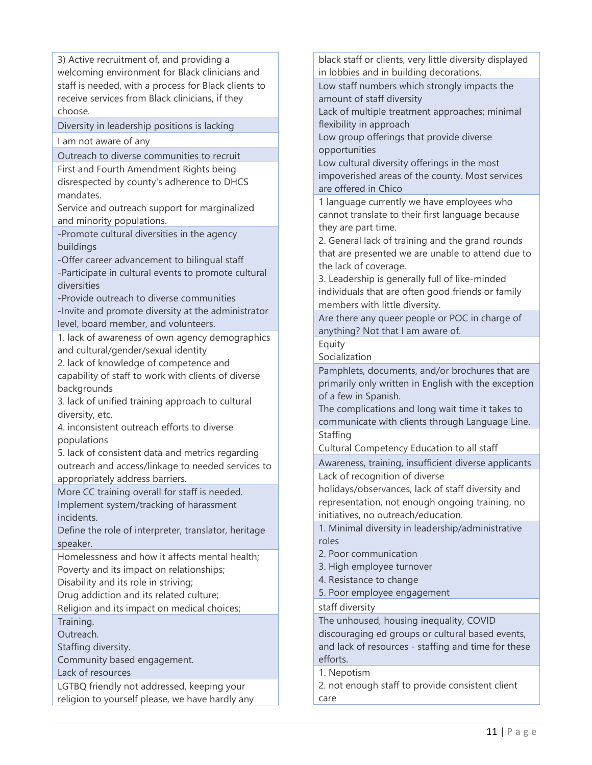| |
|---|
| 3) Active recruitment of, and providing a welcoming environment for Black clinicians and staff is needed, with a process for Black clients to receive services from Black clinicians, if they choose. |
| Diversity in leadership positions is lacking |
| I am not aware of any |
| Outreach to diverse communities to recruit |
| First and Fourth Amendment Rights being disrespected by county's adherence to DHCS mandates.<br>Service and outreach support for marginalized and minority populations. |
| -Promote cultural diversities in the agency buildings<br>-Offer career advancement to bilingual staff<br>-Participate in cultural events to promote cultural diversities<br>-Provide outreach to diverse communities<br>-Invite and promote diversity at the administrator level, board member, and volunteers. |
| 1. lack of awareness of own agency demographics and cultural/gender/sexual identity<br>2. lack of knowledge of competence and capability of staff to work with clients of diverse backgrounds<br>3. lack of unified training approach to cultural diversity, etc.<br>4. inconsistent outreach efforts to diverse populations<br>5. lack of consistent data and metrics regarding outreach and access/linkage to needed services to appropriately address barriers. |
| More CC training overall for staff is needed.<br>Implement system/tracking of harassment incidents.<br>Define the role of interpreter, translator, heritage speaker. |
| Homelessness and how it affects mental health;<br>Poverty and its impact on relationships;<br>Disability and its role in striving;<br>Drug addiction and its related culture;<br>Religion and its impact on medical choices; |
| Training.<br>Outreach.<br>Staffing diversity.<br>Community based engagement.<br>Lack of resources |
| LGTBQ friendly not addressed, keeping your religion to yourself please, we have hardly any black staff or clients, very little diversity displayed in lobbies and in building decorations. |
| Low staff numbers which strongly impacts the amount of staff diversity<br>Lack of multiple treatment approaches; minimal flexibility in approach<br>Low group offerings that provide diverse opportunities<br>Low cultural diversity offerings in the most impoverished areas of the county. Most services are offered in Chico |
| 1 language currently we have employees who cannot translate to their first language because they are part time.<br>2. General lack of training and the grand rounds that are presented we are unable to attend due to the lack of coverage.<br>3. Leadership is generally full of like-minded individuals that are often good friends or family members with little diversity. |
| Are there any queer people or POC in charge of anything? Not that I am aware of. |
| Equity<br>Socialization |
| Pamphlets, documents, and/or brochures that are primarily only written in English with the exception of a few in Spanish.<br>The complications and long wait time it takes to communicate with clients through Language Line. |
| Staffing<br>Cultural Competency Education to all staff |
| Awareness, training, insufficient diverse applicants |
| Lack of recognition of diverse holidays/observances, lack of staff diversity and representation, not enough ongoing training, no initiatives, no outreach/education. |
| 1. Minimal diversity in leadership/administrative roles<br>2. Poor communication<br>3. High employee turnover<br>4. Resistance to change<br>5. Poor employee engagement |
| staff diversity |
| The unhoused, housing inequality, COVID discouraging ed groups or cultural based events, and lack of resources - staffing and time for these efforts. |
| 1. Nepotism<br>2. not enough staff to provide consistent client care |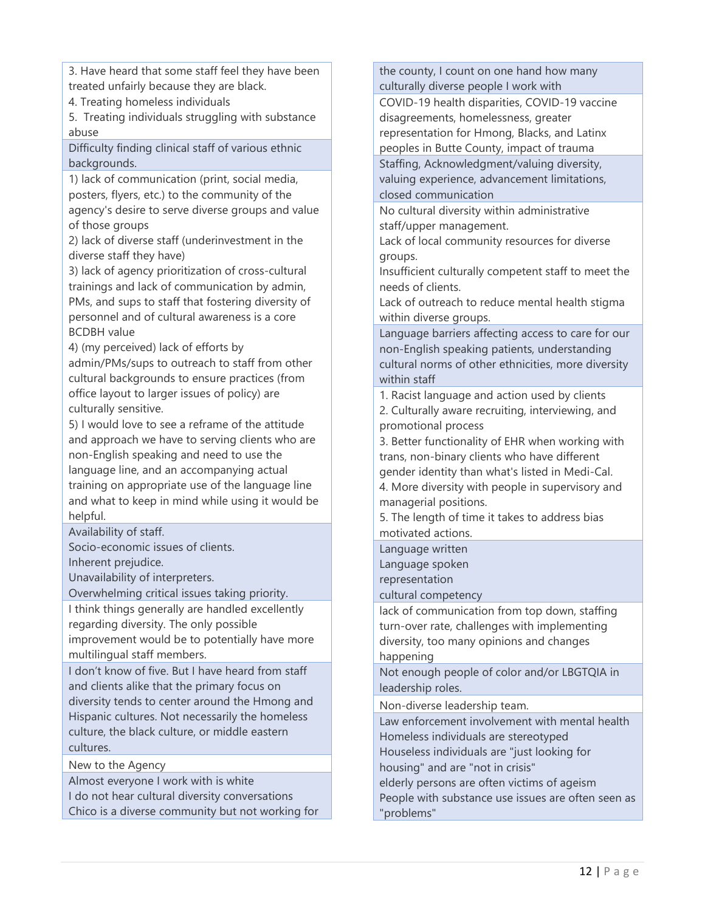3. Have heard that some staff feel they have been treated unfairly because they are black.
4. Treating homeless individuals
5. Treating individuals struggling with substance abuse

Difficulty finding clinical staff of various ethnic backgrounds.

1) lack of communication (print, social media, posters, flyers, etc.) to the community of the agency's desire to serve diverse groups and value of those groups
2) lack of diverse staff (underinvestment in the diverse staff they have)
3) lack of agency prioritization of cross-cultural trainings and lack of communication by admin, PMs, and sups to staff that fostering diversity of personnel and of cultural awareness is a core BCDBH value
4) (my perceived) lack of efforts by admin/PMs/sups to outreach to staff from other cultural backgrounds to ensure practices (from office layout to larger issues of policy) are culturally sensitive.
5) I would love to see a reframe of the attitude and approach we have to serving clients who are non-English speaking and need to use the language line, and an accompanying actual training on appropriate use of the language line and what to keep in mind while using it would be helpful.

Availability of staff.
Socio-economic issues of clients.
Inherent prejudice.
Unavailability of interpreters.
Overwhelming critical issues taking priority.

I think things generally are handled excellently regarding diversity. The only possible improvement would be to potentially have more multilingual staff members.

I don't know of five. But I have heard from staff and clients alike that the primary focus on diversity tends to center around the Hmong and Hispanic cultures. Not necessarily the homeless culture, the black culture, or middle eastern cultures.

New to the Agency

Almost everyone I work with is white
I do not hear cultural diversity conversations
Chico is a diverse community but not working for the county, I count on one hand how many culturally diverse people I work with

COVID-19 health disparities, COVID-19 vaccine disagreements, homelessness, greater representation for Hmong, Blacks, and Latinx peoples in Butte County, impact of trauma

Staffing, Acknowledgment/valuing diversity, valuing experience, advancement limitations, closed communication

No cultural diversity within administrative staff/upper management.
Lack of local community resources for diverse groups.
Insufficient culturally competent staff to meet the needs of clients.
Lack of outreach to reduce mental health stigma within diverse groups.

Language barriers affecting access to care for our non-English speaking patients, understanding cultural norms of other ethnicities, more diversity within staff

1. Racist language and action used by clients
2. Culturally aware recruiting, interviewing, and promotional process
3. Better functionality of EHR when working with trans, non-binary clients who have different gender identity than what's listed in Medi-Cal.
4. More diversity with people in supervisory and managerial positions.
5. The length of time it takes to address bias motivated actions.

Language written
Language spoken
representation
cultural competency

lack of communication from top down, staffing turn-over rate, challenges with implementing diversity, too many opinions and changes happening

Not enough people of color and/or LBGTQIA in leadership roles.

Non-diverse leadership team.

Law enforcement involvement with mental health
Homeless individuals are stereotyped
Houseless individuals are "just looking for housing" and are "not in crisis"
elderly persons are often victims of ageism
People with substance use issues are often seen as "problems"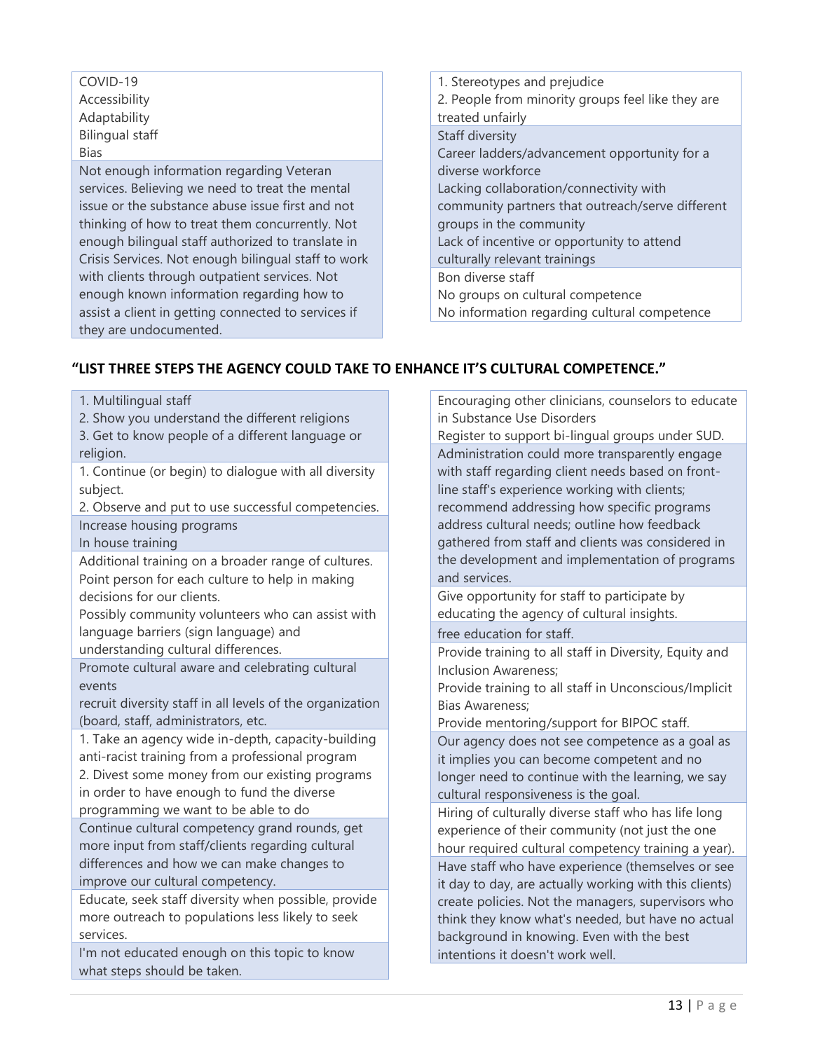COVID-19
Accessibility
Adaptability
Bilingual staff
Bias

Not enough information regarding Veteran services. Believing we need to treat the mental issue or the substance abuse issue first and not thinking of how to treat them concurrently. Not enough bilingual staff authorized to translate in Crisis Services. Not enough bilingual staff to work with clients through outpatient services. Not enough known information regarding how to assist a client in getting connected to services if they are undocumented.

1. Stereotypes and prejudice
2. People from minority groups feel like they are treated unfairly

Staff diversity
Career ladders/advancement opportunity for a diverse workforce
Lacking collaboration/connectivity with community partners that outreach/serve different groups in the community
Lack of incentive or opportunity to attend culturally relevant trainings

Bon diverse staff
No groups on cultural competence
No information regarding cultural competence

## "LIST THREE STEPS THE AGENCY COULD TAKE TO ENHANCE IT'S CULTURAL COMPETENCE."

1. Multilingual staff
2. Show you understand the different religions
3. Get to know people of a different language or religion.

1. Continue (or begin) to dialogue with all diversity subject.
2. Observe and put to use successful competencies.

Increase housing programs
In house training

Additional training on a broader range of cultures.
Point person for each culture to help in making decisions for our clients.
Possibly community volunteers who can assist with language barriers (sign language) and understanding cultural differences.

Promote cultural aware and celebrating cultural events
recruit diversity staff in all levels of the organization (board, staff, administrators, etc.

1. Take an agency wide in-depth, capacity-building anti-racist training from a professional program
2. Divest some money from our existing programs in order to have enough to fund the diverse programming we want to be able to do

Continue cultural competency grand rounds, get more input from staff/clients regarding cultural differences and how we can make changes to improve our cultural competency.

Educate, seek staff diversity when possible, provide more outreach to populations less likely to seek services.

I'm not educated enough on this topic to know what steps should be taken.

Encouraging other clinicians, counselors to educate in Substance Use Disorders
Register to support bi-lingual groups under SUD.

Administration could more transparently engage with staff regarding client needs based on front-line staff's experience working with clients; recommend addressing how specific programs address cultural needs; outline how feedback gathered from staff and clients was considered in the development and implementation of programs and services.

Give opportunity for staff to participate by educating the agency of cultural insights.

free education for staff.

Provide training to all staff in Diversity, Equity and Inclusion Awareness;
Provide training to all staff in Unconscious/Implicit Bias Awareness;
Provide mentoring/support for BIPOC staff.

Our agency does not see competence as a goal as it implies you can become competent and no longer need to continue with the learning, we say cultural responsiveness is the goal.

Hiring of culturally diverse staff who has life long experience of their community (not just the one hour required cultural competency training a year).

Have staff who have experience (themselves or see it day to day, are actually working with this clients) create policies. Not the managers, supervisors who think they know what's needed, but have no actual background in knowing. Even with the best intentions it doesn't work well.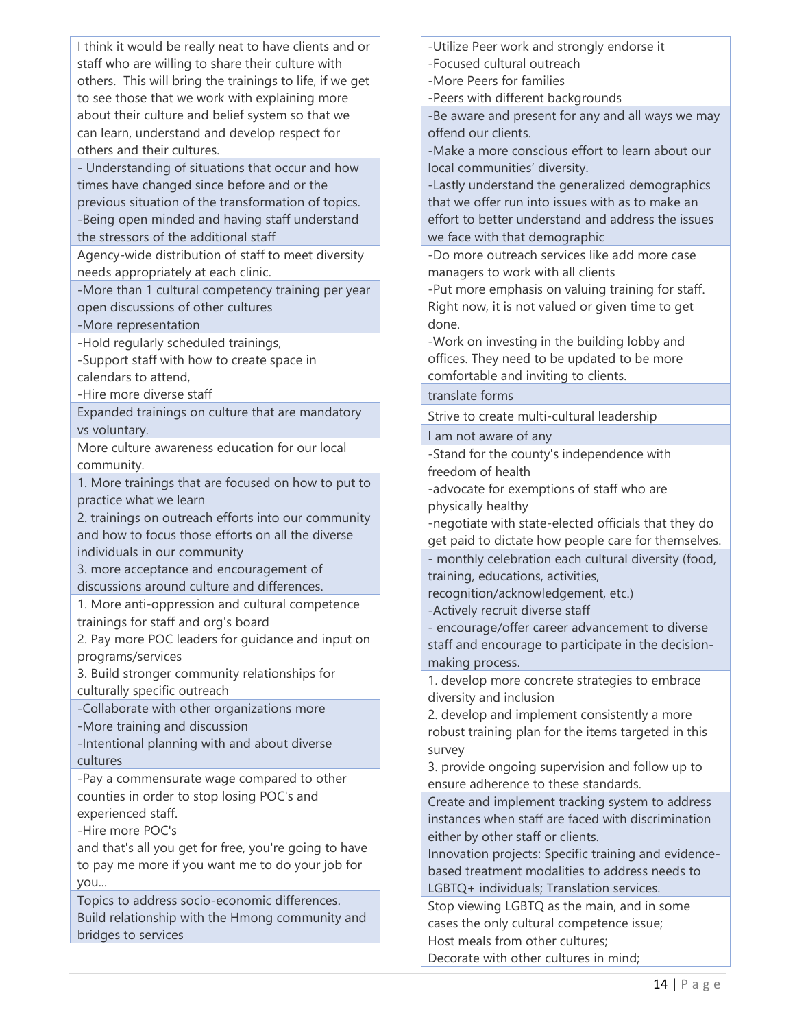| |
|---|
| I think it would be really neat to have clients and or staff who are willing to share their culture with others. This will bring the trainings to life, if we get to see those that we work with explaining more about their culture and belief system so that we can learn, understand and develop respect for others and their cultures. |
| - Understanding of situations that occur and how times have changed since before and or the previous situation of the transformation of topics.<br>-Being open minded and having staff understand the stressors of the additional staff |
| Agency-wide distribution of staff to meet diversity needs appropriately at each clinic. |
| -More than 1 cultural competency training per year open discussions of other cultures<br>-More representation |
| -Hold regularly scheduled trainings,<br>-Support staff with how to create space in calendars to attend,<br>-Hire more diverse staff |
| Expanded trainings on culture that are mandatory vs voluntary. |
| More culture awareness education for our local community. |
| 1. More trainings that are focused on how to put to practice what we learn<br>2. trainings on outreach efforts into our community and how to focus those efforts on all the diverse individuals in our community<br>3. more acceptance and encouragement of discussions around culture and differences. |
| 1. More anti-oppression and cultural competence trainings for staff and org's board<br>2. Pay more POC leaders for guidance and input on programs/services<br>3. Build stronger community relationships for culturally specific outreach |
| -Collaborate with other organizations more<br>-More training and discussion<br>-Intentional planning with and about diverse cultures |
| -Pay a commensurate wage compared to other counties in order to stop losing POC's and experienced staff.<br>-Hire more POC's<br>and that's all you get for free, you're going to have to pay me more if you want me to do your job for you... |
| Topics to address socio-economic differences. Build relationship with the Hmong community and bridges to services |
| -Utilize Peer work and strongly endorse it<br>-Focused cultural outreach<br>-More Peers for families<br>-Peers with different backgrounds |
| -Be aware and present for any and all ways we may offend our clients.<br>-Make a more conscious effort to learn about our local communities' diversity.<br>-Lastly understand the generalized demographics that we offer run into issues with as to make an effort to better understand and address the issues we face with that demographic |
| -Do more outreach services like add more case managers to work with all clients<br>-Put more emphasis on valuing training for staff. Right now, it is not valued or given time to get done.<br>-Work on investing in the building lobby and offices. They need to be updated to be more comfortable and inviting to clients. |
| translate forms |
| Strive to create multi-cultural leadership |
| I am not aware of any |
| -Stand for the county's independence with freedom of health<br>-advocate for exemptions of staff who are physically healthy<br>-negotiate with state-elected officials that they do get paid to dictate how people care for themselves. |
| - monthly celebration each cultural diversity (food, training, educations, activities, recognition/acknowledgement, etc.)<br>-Actively recruit diverse staff<br>- encourage/offer career advancement to diverse staff and encourage to participate in the decision-making process. |
| 1. develop more concrete strategies to embrace diversity and inclusion<br>2. develop and implement consistently a more robust training plan for the items targeted in this survey<br>3. provide ongoing supervision and follow up to ensure adherence to these standards. |
| Create and implement tracking system to address instances when staff are faced with discrimination either by other staff or clients.<br>Innovation projects: Specific training and evidence-based treatment modalities to address needs to LGBTQ+ individuals; Translation services. |
| Stop viewing LGBTQ as the main, and in some cases the only cultural competence issue;<br>Host meals from other cultures;<br>Decorate with other cultures in mind; |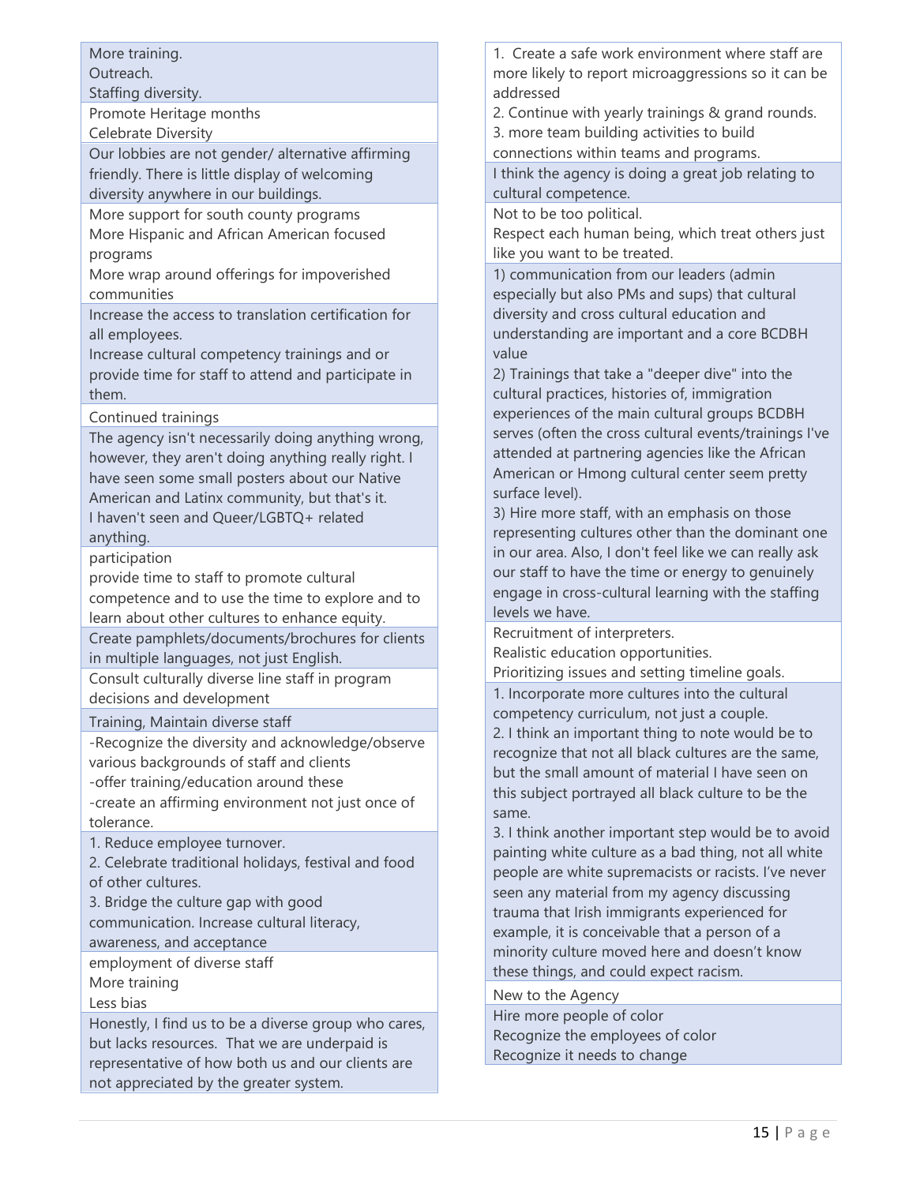| |
|---|
| More training.<br>Outreach.<br>Staffing diversity. |
| Promote Heritage months<br>Celebrate Diversity |
| Our lobbies are not gender/ alternative affirming friendly. There is little display of welcoming diversity anywhere in our buildings. |
| More support for south county programs<br>More Hispanic and African American focused programs<br>More wrap around offerings for impoverished communities |
| Increase the access to translation certification for all employees.<br>Increase cultural competency trainings and or provide time for staff to attend and participate in them. |
| Continued trainings |
| The agency isn't necessarily doing anything wrong, however, they aren't doing anything really right. I have seen some small posters about our Native American and Latinx community, but that's it.<br>I haven't seen and Queer/LGBTQ+ related anything. |
| participation<br>provide time to staff to promote cultural competence and to use the time to explore and to learn about other cultures to enhance equity. |
| Create pamphlets/documents/brochures for clients in multiple languages, not just English. |
| Consult culturally diverse line staff in program decisions and development |
| Training, Maintain diverse staff |
| -Recognize the diversity and acknowledge/observe various backgrounds of staff and clients<br>-offer training/education around these<br>-create an affirming environment not just once of tolerance. |
| 1. Reduce employee turnover.<br>2. Celebrate traditional holidays, festival and food of other cultures.<br>3. Bridge the culture gap with good communication. Increase cultural literacy, awareness, and acceptance |
| employment of diverse staff<br>More training<br>Less bias |
| Honestly, I find us to be a diverse group who cares, but lacks resources. That we are underpaid is representative of how both us and our clients are not appreciated by the greater system. |
| 1. Create a safe work environment where staff are more likely to report microaggressions so it can be addressed<br>2. Continue with yearly trainings & grand rounds.<br>3. more team building activities to build connections within teams and programs. |
| I think the agency is doing a great job relating to cultural competence. |
| Not to be too political.<br>Respect each human being, which treat others just like you want to be treated. |
| 1) communication from our leaders (admin especially but also PMs and sups) that cultural diversity and cross cultural education and understanding are important and a core BCDBH value<br>2) Trainings that take a "deeper dive" into the cultural practices, histories of, immigration experiences of the main cultural groups BCDBH serves (often the cross cultural events/trainings I've attended at partnering agencies like the African American or Hmong cultural center seem pretty surface level).<br>3) Hire more staff, with an emphasis on those representing cultures other than the dominant one in our area. Also, I don't feel like we can really ask our staff to have the time or energy to genuinely engage in cross-cultural learning with the staffing levels we have. |
| Recruitment of interpreters.<br>Realistic education opportunities.<br>Prioritizing issues and setting timeline goals. |
| 1. Incorporate more cultures into the cultural competency curriculum, not just a couple.<br>2. I think an important thing to note would be to recognize that not all black cultures are the same, but the small amount of material I have seen on this subject portrayed all black culture to be the same.<br>3. I think another important step would be to avoid painting white culture as a bad thing, not all white people are white supremacists or racists. I've never seen any material from my agency discussing trauma that Irish immigrants experienced for example, it is conceivable that a person of a minority culture moved here and doesn't know these things, and could expect racism. |
| New to the Agency |
| Hire more people of color<br>Recognize the employees of color<br>Recognize it needs to change |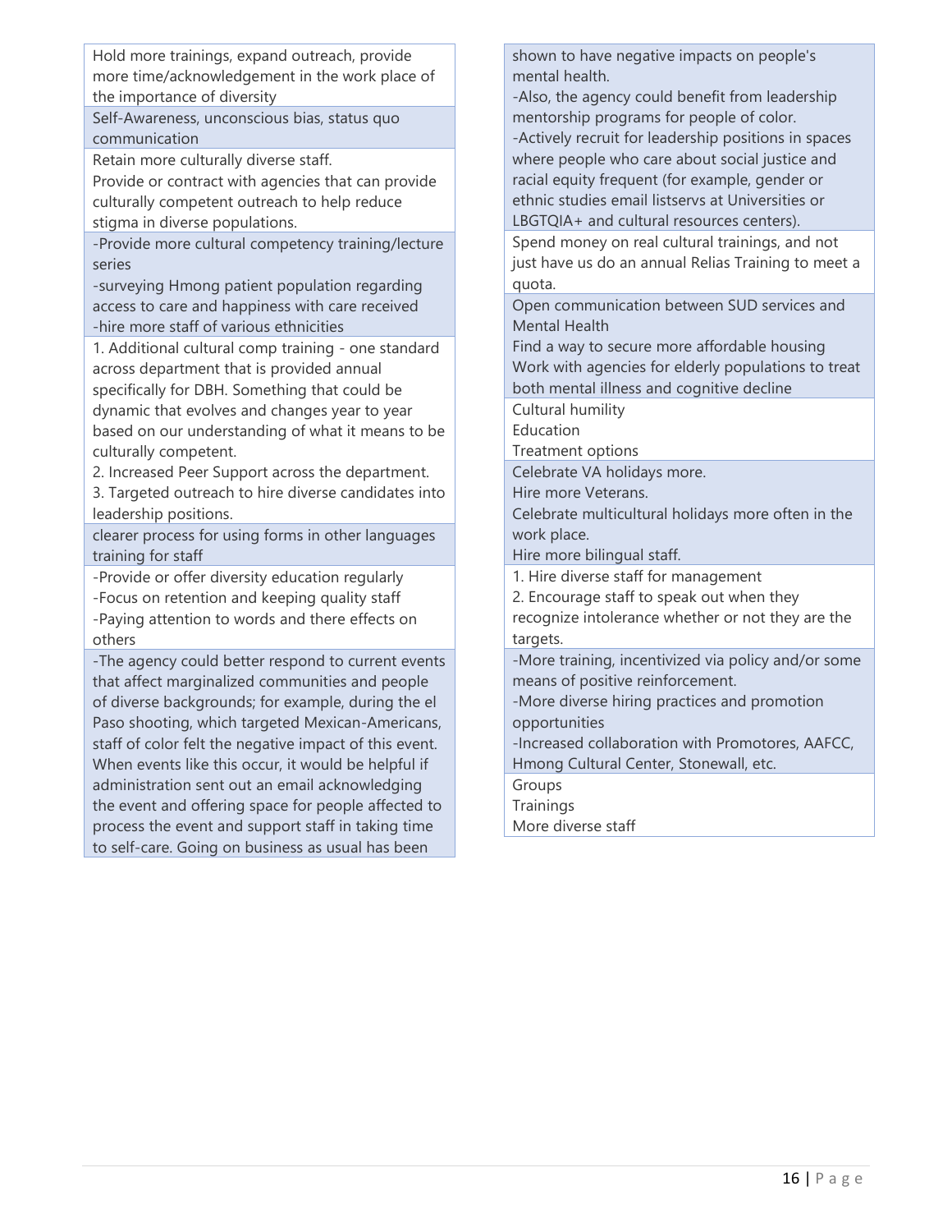| |
|---|
| Hold more trainings, expand outreach, provide more time/acknowledgement in the work place of the importance of diversity |
| Self-Awareness, unconscious bias, status quo communication |
| Retain more culturally diverse staff.<br>Provide or contract with agencies that can provide culturally competent outreach to help reduce stigma in diverse populations. |
| -Provide more cultural competency training/lecture series<br>-surveying Hmong patient population regarding access to care and happiness with care received<br>-hire more staff of various ethnicities |
| 1. Additional cultural comp training - one standard across department that is provided annual specifically for DBH. Something that could be dynamic that evolves and changes year to year based on our understanding of what it means to be culturally competent.<br>2. Increased Peer Support across the department.<br>3. Targeted outreach to hire diverse candidates into leadership positions. |
| clearer process for using forms in other languages training for staff |
| -Provide or offer diversity education regularly<br>-Focus on retention and keeping quality staff<br>-Paying attention to words and there effects on others |
| -The agency could better respond to current events that affect marginalized communities and people of diverse backgrounds; for example, during the el Paso shooting, which targeted Mexican-Americans, staff of color felt the negative impact of this event. When events like this occur, it would be helpful if administration sent out an email acknowledging the event and offering space for people affected to process the event and support staff in taking time to self-care. Going on business as usual has been shown to have negative impacts on people's mental health.<br>-Also, the agency could benefit from leadership mentorship programs for people of color.<br>-Actively recruit for leadership positions in spaces where people who care about social justice and racial equity frequent (for example, gender or ethnic studies email listservs at Universities or LBGTQIA+ and cultural resources centers). |
| Spend money on real cultural trainings, and not just have us do an annual Relias Training to meet a quota. |
| Open communication between SUD services and Mental Health<br>Find a way to secure more affordable housing<br>Work with agencies for elderly populations to treat both mental illness and cognitive decline |
| Cultural humility<br>Education<br>Treatment options |
| Celebrate VA holidays more.<br>Hire more Veterans.<br>Celebrate multicultural holidays more often in the work place.<br>Hire more bilingual staff. |
| 1. Hire diverse staff for management<br>2. Encourage staff to speak out when they recognize intolerance whether or not they are the targets. |
| -More training, incentivized via policy and/or some means of positive reinforcement.<br>-More diverse hiring practices and promotion opportunities<br>-Increased collaboration with Promotores, AAFCC, Hmong Cultural Center, Stonewall, etc. |
| Groups<br>Trainings<br>More diverse staff |